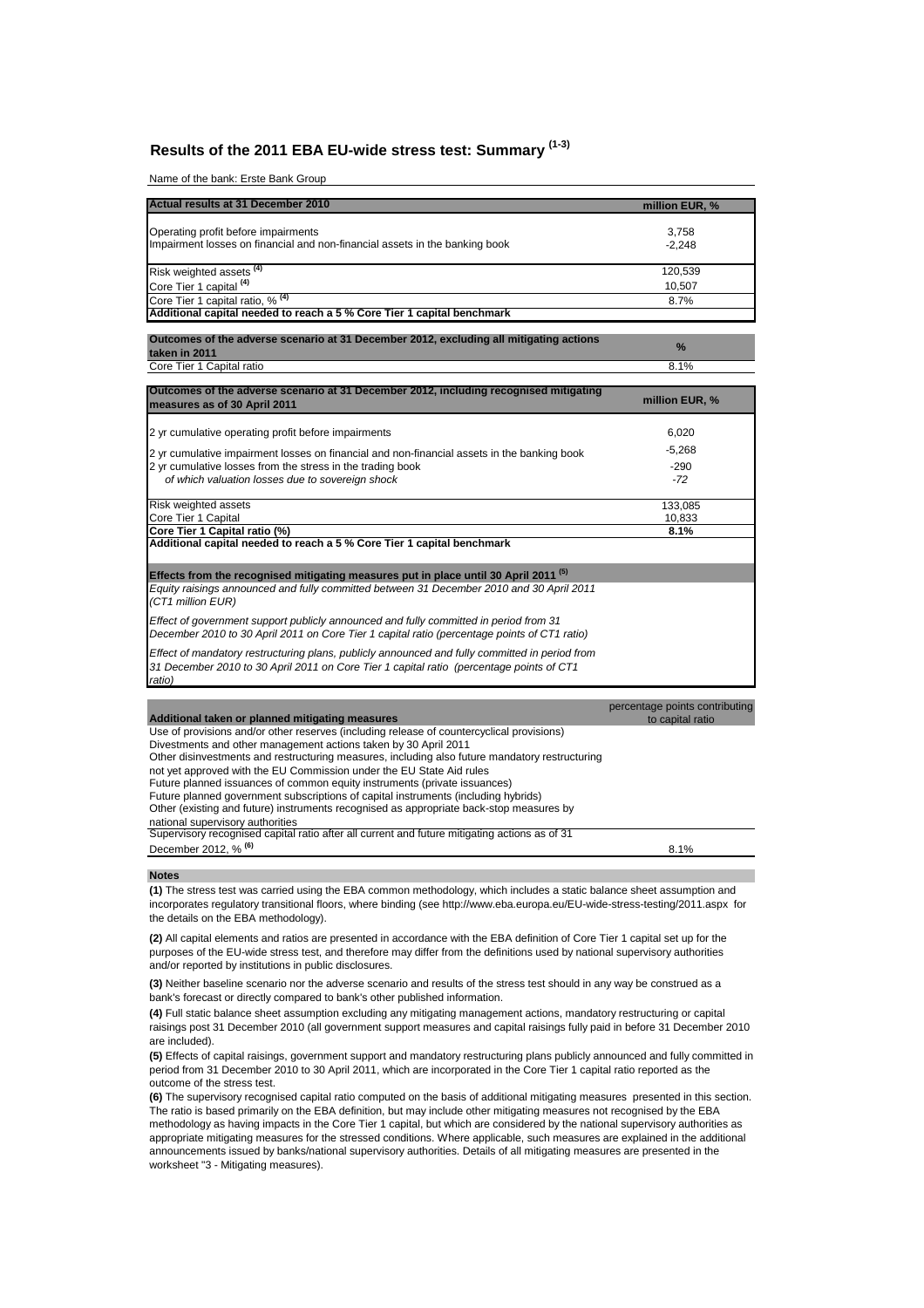# Results of the 2011 EBA EU-wide stress test: Summary [(1-3)]

Name of the bank: Erste Bank Group

| Actual results at 31 December 2010 | million EUR, % |
|---|---|
| Operating profit before impairments | 3,758 |
| Impairment losses on financial and non-financial assets in the banking book | -2,248 |
| Risk weighted assets [(4)] | 120,539 |
| Core Tier 1 capital [(4)] | 10,507 |
| Core Tier 1 capital ratio, % [(4)] | 8.7% |
| **Additional capital needed to reach a 5 % Core Tier 1 capital benchmark** | |

| Outcomes of the adverse scenario at 31 December 2012, excluding all mitigating actions taken in 2011 | % |
|---|---|
| Core Tier 1 Capital ratio | 8.1% |

| Outcomes of the adverse scenario at 31 December 2012, including recognised mitigating measures as of 30 April 2011 | million EUR, % |
|---|---|
| 2 yr cumulative operating profit before impairments | 6,020 |
| 2 yr cumulative impairment losses on financial and non-financial assets in the banking book | -5,268 |
| 2 yr cumulative losses from the stress in the trading book | -290 |
| *of which valuation losses due to sovereign shock* | *-72* |
| Risk weighted assets | 133,085 |
| Core Tier 1 Capital | 10,833 |
| **Core Tier 1 Capital ratio (%)** | **8.1%** |
| **Additional capital needed to reach a 5 % Core Tier 1 capital benchmark** | |

| Effects from the recognised mitigating measures put in place until 30 April 2011 [(5)] | |
|---|---|
| *Equity raisings announced and fully committed between 31 December 2010 and 30 April 2011 (CT1 million EUR)* | |
| *Effect of government support publicly announced and fully committed in period from 31 December 2010 to 30 April 2011 on Core Tier 1 capital ratio (percentage points of CT1 ratio)* | |
| *Effect of mandatory restructuring plans, publicly announced and fully committed in period from 31 December 2010 to 30 April 2011 on Core Tier 1 capital ratio (percentage points of CT1 ratio)* | |

| Additional taken or planned mitigating measures | percentage points contributing to capital ratio |
|---|---|
| Use of provisions and/or other reserves (including release of countercyclical provisions) | |
| Divestments and other management actions taken by 30 April 2011 | |
| Other disinvestments and restructuring measures, including also future mandatory restructuring not yet approved with the EU Commission under the EU State Aid rules | |
| Future planned issuances of common equity instruments (private issuances) | |
| Future planned government subscriptions of capital instruments (including hybrids) | |
| Other (existing and future) instruments recognised as appropriate back-stop measures by national supervisory authorities | |
| Supervisory recognised capital ratio after all current and future mitigating actions as of 31 December 2012, % [(6)] | 8.1% |

**Notes**

**(1)** The stress test was carried using the EBA common methodology, which includes a static balance sheet assumption and incorporates regulatory transitional floors, where binding (see http://www.eba.europa.eu/EU-wide-stress-testing/2011.aspx for the details on the EBA methodology).

**(2)** All capital elements and ratios are presented in accordance with the EBA definition of Core Tier 1 capital set up for the purposes of the EU-wide stress test, and therefore may differ from the definitions used by national supervisory authorities and/or reported by institutions in public disclosures.

**(3)** Neither baseline scenario nor the adverse scenario and results of the stress test should in any way be construed as a bank's forecast or directly compared to bank's other published information.

**(4)** Full static balance sheet assumption excluding any mitigating management actions, mandatory restructuring or capital raisings post 31 December 2010 (all government support measures and capital raisings fully paid in before 31 December 2010 are included).

**(5)** Effects of capital raisings, government support and mandatory restructuring plans publicly announced and fully committed in period from 31 December 2010 to 30 April 2011, which are incorporated in the Core Tier 1 capital ratio reported as the outcome of the stress test.

**(6)** The supervisory recognised capital ratio computed on the basis of additional mitigating measures presented in this section. The ratio is based primarily on the EBA definition, but may include other mitigating measures not recognised by the EBA methodology as having impacts in the Core Tier 1 capital, but which are considered by the national supervisory authorities as appropriate mitigating measures for the stressed conditions. Where applicable, such measures are explained in the additional announcements issued by banks/national supervisory authorities. Details of all mitigating measures are presented in the worksheet "3 - Mitigating measures).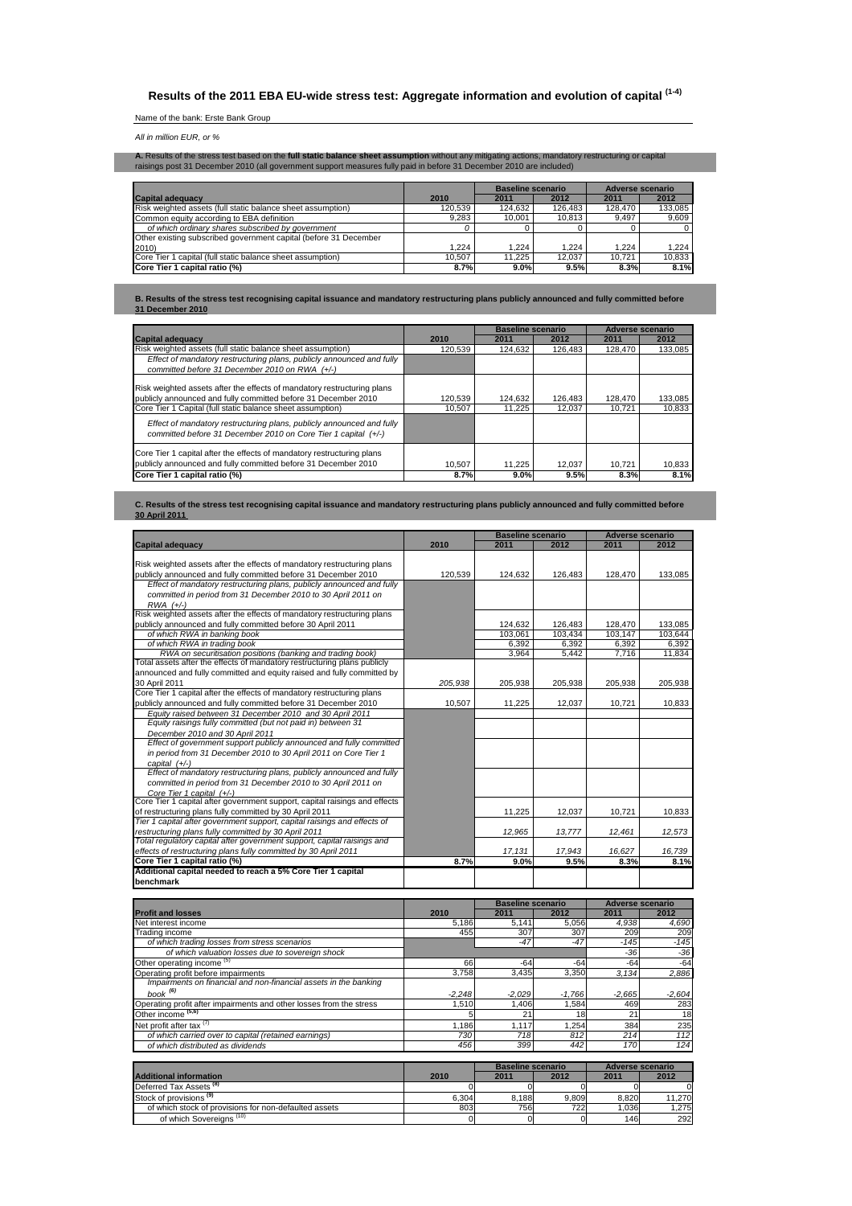# Results of the 2011 EBA EU-wide stress test: Aggregate information and evolution of capital [(1-4)]

Name of the bank: Erste Bank Group

*All in million EUR, or %*

**A.** Results of the stress test based on the **full static balance sheet assumption** without any mitigating actions, mandatory restructuring or capital raisings post 31 December 2010 (all government support measures fully paid in before 31 December 2010 are included)

| Capital adequacy | 2010 | Baseline scenario 2011 | Baseline scenario 2012 | Adverse scenario 2011 | Adverse scenario 2012 |
|---|---|---|---|---|---|
| Risk weighted assets (full static balance sheet assumption) | 120,539 | 124,632 | 126,483 | 128,470 | 133,085 |
| Common equity according to EBA definition | 9,283 | 10,001 | 10,813 | 9,497 | 9,609 |
| *of which ordinary shares subscribed by government* | *0* | 0 | 0 | 0 | 0 |
| Other existing subscribed government capital (before 31 December 2010) | 1,224 | 1,224 | 1,224 | 1,224 | 1,224 |
| Core Tier 1 capital (full static balance sheet assumption) | 10,507 | 11,225 | 12,037 | 10,721 | 10,833 |
| **Core Tier 1 capital ratio (%)** | **8.7%** | **9.0%** | **9.5%** | **8.3%** | **8.1%** |

**B. Results of the stress test recognising capital issuance and mandatory restructuring plans publicly announced and fully committed before 31 December 2010**

| Capital adequacy | 2010 | Baseline scenario 2011 | Baseline scenario 2012 | Adverse scenario 2011 | Adverse scenario 2012 |
|---|---|---|---|---|---|
| Risk weighted assets (full static balance sheet assumption) | 120,539 | 124,632 | 126,483 | 128,470 | 133,085 |
| *Effect of mandatory restructuring plans, publicly announced and fully committed before 31 December 2010 on RWA (+/-)* | | | | | |
| Risk weighted assets after the effects of mandatory restructuring plans publicly announced and fully committed before 31 December 2010 | 120,539 | 124,632 | 126,483 | 128,470 | 133,085 |
| Core Tier 1 Capital (full static balance sheet assumption) | 10,507 | 11,225 | 12,037 | 10,721 | 10,833 |
| *Effect of mandatory restructuring plans, publicly announced and fully committed before 31 December 2010 on Core Tier 1 capital (+/-)* | | | | | |
| Core Tier 1 capital after the effects of mandatory restructuring plans publicly announced and fully committed before 31 December 2010 | 10,507 | 11,225 | 12,037 | 10,721 | 10,833 |
| **Core Tier 1 capital ratio (%)** | **8.7%** | **9.0%** | **9.5%** | **8.3%** | **8.1%** |

**C. Results of the stress test recognising capital issuance and mandatory restructuring plans publicly announced and fully committed before 30 April 2011**

| Capital adequacy | 2010 | Baseline scenario 2011 | Baseline scenario 2012 | Adverse scenario 2011 | Adverse scenario 2012 |
|---|---|---|---|---|---|
| Risk weighted assets after the effects of mandatory restructuring plans publicly announced and fully committed before 31 December 2010 | 120,539 | 124,632 | 126,483 | 128,470 | 133,085 |
| *Effect of mandatory restructuring plans, publicly announced and fully committed in period from 31 December 2010 to 30 April 2011 on RWA (+/-)* | | | | | |
| Risk weighted assets after the effects of mandatory restructuring plans publicly announced and fully committed before 30 April 2011 | | 124,632 | 126,483 | 128,470 | 133,085 |
| *of which RWA in banking book* | | 103,061 | 103,434 | 103,147 | 103,644 |
| *of which RWA in trading book* | | 6,392 | 6,392 | 6,392 | 6,392 |
| *RWA on securitisation positions (banking and trading book)* | | 3,964 | 5,442 | 7,716 | 11,834 |
| Total assets after the effects of mandatory restructuring plans publicly announced and fully committed and equity raised and fully committed by 30 April 2011 | *205,938* | 205,938 | 205,938 | 205,938 | 205,938 |
| Core Tier 1 capital after the effects of mandatory restructuring plans publicly announced and fully committed before 31 December 2010 | 10,507 | 11,225 | 12,037 | 10,721 | 10,833 |
| *Equity raised between 31 December 2010 and 30 April 2011* | | | | | |
| *Equity raisings fully committed (but not paid in) between 31 December 2010 and 30 April 2011* | | | | | |
| *Effect of government support publicly announced and fully committed in period from 31 December 2010 to 30 April 2011 on Core Tier 1 capital (+/-)* | | | | | |
| *Effect of mandatory restructuring plans, publicly announced and fully committed in period from 31 December 2010 to 30 April 2011 on Core Tier 1 capital (+/-)* | | | | | |
| Core Tier 1 capital after government support, capital raisings and effects of restructuring plans fully committed by 30 April 2011 | | 11,225 | 12,037 | 10,721 | 10,833 |
| *Tier 1 capital after government support, capital raisings and effects of restructuring plans fully committed by 30 April 2011* | | *12,965* | *13,777* | *12,461* | *12,573* |
| *Total regulatory capital after government support, capital raisings and effects of restructuring plans fully committed by 30 April 2011* | | *17,131* | *17,943* | *16,627* | *16,739* |
| **Core Tier 1 capital ratio (%)** | **8.7%** | **9.0%** | **9.5%** | **8.3%** | **8.1%** |
| **Additional capital needed to reach a 5% Core Tier 1 capital benchmark** | | | | | |

| Profit and losses | 2010 | Baseline scenario 2011 | Baseline scenario 2012 | Adverse scenario 2011 | Adverse scenario 2012 |
|---|---|---|---|---|---|
| Net interest income | 5,186 | 5,141 | 5,056 | *4,938* | *4,690* |
| Trading income | 455 | 307 | 307 | 209 | 209 |
| *of which trading losses from stress scenarios* | | *-47* | *-47* | *-145* | *-145* |
| *of which valuation losses due to sovereign shock* | | | | *-36* | *-36* |
| Other operating income [(5)] | 66 | -64 | -64 | -64 | -64 |
| Operating profit before impairments | 3,758 | 3,435 | 3,350 | *3,134* | *2,886* |
| *Impairments on financial and non-financial assets in the banking book* [(6)] | *-2,248* | *-2,029* | *-1,766* | *-2,665* | *-2,604* |
| Operating profit after impairments and other losses from the stress | 1,510 | 1,406 | 1,584 | 469 | 283 |
| Other income [(5,6)] | 5 | 21 | 18 | 21 | 18 |
| Net profit after tax [(7)] | 1,186 | 1,117 | 1,254 | 384 | 235 |
| *of which carried over to capital (retained earnings)* | *730* | *718* | *812* | *214* | *112* |
| *of which distributed as dividends* | *456* | *399* | *442* | *170* | *124* |

| Additional information | 2010 | Baseline scenario 2011 | Baseline scenario 2012 | Adverse scenario 2011 | Adverse scenario 2012 |
|---|---|---|---|---|---|
| Deferred Tax Assets [(8)] | 0 | 0 | 0 | 0 | 0 |
| Stock of provisions [(9)] | 6,304 | 8,188 | 9,809 | 8,820 | 11,270 |
| of which stock of provisions for non-defaulted assets | 803 | 756 | 722 | 1,036 | 1,275 |
| of which Sovereigns [(10)] | 0 | 0 | 0 | 146 | 292 |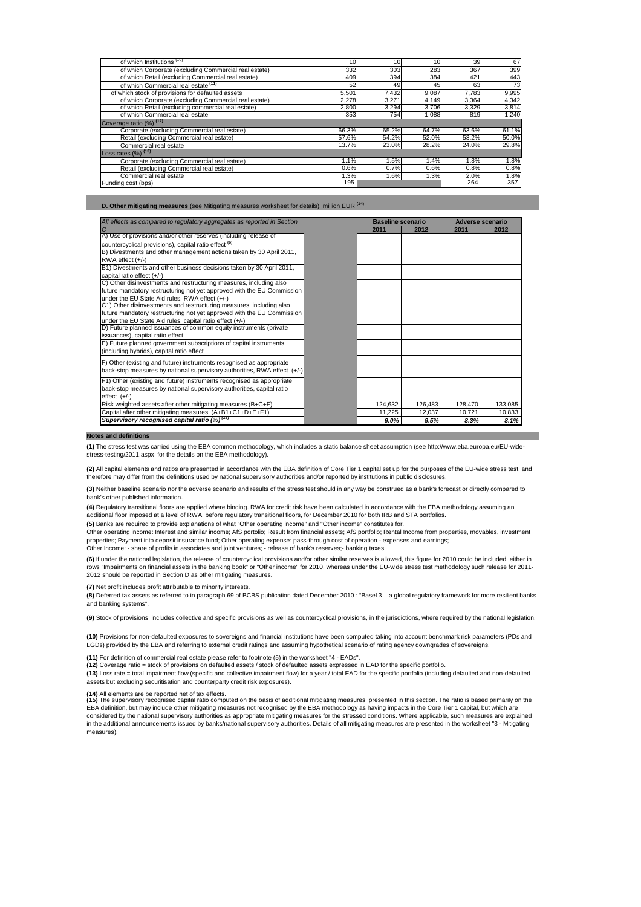| | | | | | |
|---|---|---|---|---|---|
| of which Institutions [10] | 10 | 10 | 10 | 39 | 67 |
| of which Corporate (excluding Commercial real estate) | 332 | 303 | 283 | 367 | 399 |
| of which Retail (excluding Commercial real estate) | 409 | 394 | 384 | 421 | 443 |
| of which Commercial real estate [11] | 52 | 49 | 45 | 63 | 73 |
| of which stock of provisions for defaulted assets | 5,501 | 7,432 | 9,087 | 7,783 | 9,995 |
| of which Corporate (excluding Commercial real estate) | 2,278 | 3,271 | 4,149 | 3,364 | 4,342 |
| of which Retail (excluding commercial real estate) | 2,800 | 3,294 | 3,706 | 3,329 | 3,814 |
| of which Commercial real estate | 353 | 754 | 1,088 | 819 | 1,240 |
| Coverage ratio (%) [12] | | | | | |
| Corporate (excluding Commercial real estate) | 66.3% | 65.2% | 64.7% | 63.6% | 61.1% |
| Retail (excluding Commercial real estate) | 57.6% | 54.2% | 52.0% | 53.2% | 50.0% |
| Commercial real estate | 13.7% | 23.0% | 28.2% | 24.0% | 29.8% |
| Loss rates (%) [13] | | | | | |
| Corporate (excluding Commercial real estate) | 1.1% | 1.5% | 1.4% | 1.8% | 1.8% |
| Retail (excluding Commercial real estate) | 0.6% | 0.7% | 0.6% | 0.8% | 0.8% |
| Commercial real estate | 1.3% | 1.6% | 1.3% | 2.0% | 1.8% |
| Funding cost (bps) | 195 | | | 264 | 357 |

**D. Other mitigating measures** (see Mitigating measures worksheet for details), million EUR [14]

| All effects as compared to regulatory aggregates as reported in Section C | | Baseline scenario | | Adverse scenario | |
|---|---|---|---|---|---|
| | | 2011 | 2012 | 2011 | 2012 |
| A) Use of provisions and/or other reserves (including release of countercyclical provisions), capital ratio effect [6] | | | | | |
| B) Divestments and other management actions taken by 30 April 2011, RWA effect (+/-) | | | | | |
| B1) Divestments and other business decisions taken by 30 April 2011, capital ratio effect (+/-) | | | | | |
| C) Other disinvestments and restructuring measures, including also future mandatory restructuring not yet approved with the EU Commission under the EU State Aid rules, RWA effect (+/-) | | | | | |
| C1) Other disinvestments and restructuring measures, including also future mandatory restructuring not yet approved with the EU Commission under the EU State Aid rules, capital ratio effect (+/-) | | | | | |
| D) Future planned issuances of common equity instruments (private issuances), capital ratio effect | | | | | |
| E) Future planned government subscriptions of capital instruments (including hybrids), capital ratio effect | | | | | |
| F) Other (existing and future) instruments recognised as appropriate back-stop measures by national supervisory authorities, RWA effect (+/-) | | | | | |
| F1) Other (existing and future) instruments recognised as appropriate back-stop measures by national supervisory authorities, capital ratio effect (+/-) | | | | | |
| Risk weighted assets after other mitigating measures (B+C+F) | | 124,632 | 126,483 | 128,470 | 133,085 |
| Capital after other mitigating measures (A+B1+C1+D+E+F1) | | 11,225 | 12,037 | 10,721 | 10,833 |
| ***Supervisory recognised capital ratio (%)*** [15] | | ***9.0%*** | ***9.5%*** | ***8.3%*** | ***8.1%*** |

**Notes and definitions**

**(1)** The stress test was carried using the EBA common methodology, which includes a static balance sheet assumption (see http://www.eba.europa.eu/EU-wide-stress-testing/2011.aspx for the details on the EBA methodology).

**(2)** All capital elements and ratios are presented in accordance with the EBA definition of Core Tier 1 capital set up for the purposes of the EU-wide stress test, and therefore may differ from the definitions used by national supervisory authorities and/or reported by institutions in public disclosures.

**(3)** Neither baseline scenario nor the adverse scenario and results of the stress test should in any way be construed as a bank's forecast or directly compared to bank's other published information.

**(4)** Regulatory transitional floors are applied where binding. RWA for credit risk have been calculated in accordance with the EBA methodology assuming an additional floor imposed at a level of RWA, before regulatory transitional floors, for December 2010 for both IRB and STA portfolios.

**(5)** Banks are required to provide explanations of what "Other operating income" and "Other income" constitutes for.
Other operating income: Interest and similar income; AfS portolio; Result from financial assets; AfS portfolio; Rental Income from properties, movables, investment properties; Payment into deposit insurance fund; Other operating expense: pass-through cost of operation - expenses and earnings;
Other Income: - share of profits in associates and joint ventures; - release of bank's reserves;- banking taxes

**(6)** If under the national legislation, the release of countercyclical provisions and/or other similar reserves is allowed, this figure for 2010 could be included either in rows "Impairments on financial assets in the banking book" or "Other income" for 2010, whereas under the EU-wide stress test methodology such release for 2011-2012 should be reported in Section D as other mitigating measures.

**(7)** Net profit includes profit attributable to minority interests.

**(8)** Deferred tax assets as referred to in paragraph 69 of BCBS publication dated December 2010 : "Basel 3 – a global regulatory framework for more resilient banks and banking systems".

**(9)** Stock of provisions includes collective and specific provisions as well as countercyclical provisions, in the jurisdictions, where required by the national legislation.

**(10)** Provisions for non-defaulted exposures to sovereigns and financial institutions have been computed taking into account benchmark risk parameters (PDs and LGDs) provided by the EBA and referring to external credit ratings and assuming hypothetical scenario of rating agency downgrades of sovereigns.

**(11)** For definition of commercial real estate please refer to footnote (5) in the worksheet "4 - EADs".

**(12)** Coverage ratio = stock of provisions on defaulted assets / stock of defaulted assets expressed in EAD for the specific portfolio.

**(13)** Loss rate = total impairment flow (specific and collective impairment flow) for a year / total EAD for the specific portfolio (including defaulted and non-defaulted assets but excluding securitisation and counterparty credit risk exposures).

**(14)** All elements are be reported net of tax effects.

**(15)** The supervisory recognised capital ratio computed on the basis of additional mitigating measures presented in this section. The ratio is based primarily on the EBA definition, but may include other mitigating measures not recognised by the EBA methodology as having impacts in the Core Tier 1 capital, but which are considered by the national supervisory authorities as appropriate mitigating measures for the stressed conditions. Where applicable, such measures are explained in the additional announcements issued by banks/national supervisory authorities. Details of all mitigating measures are presented in the worksheet "3 - Mitigating measures).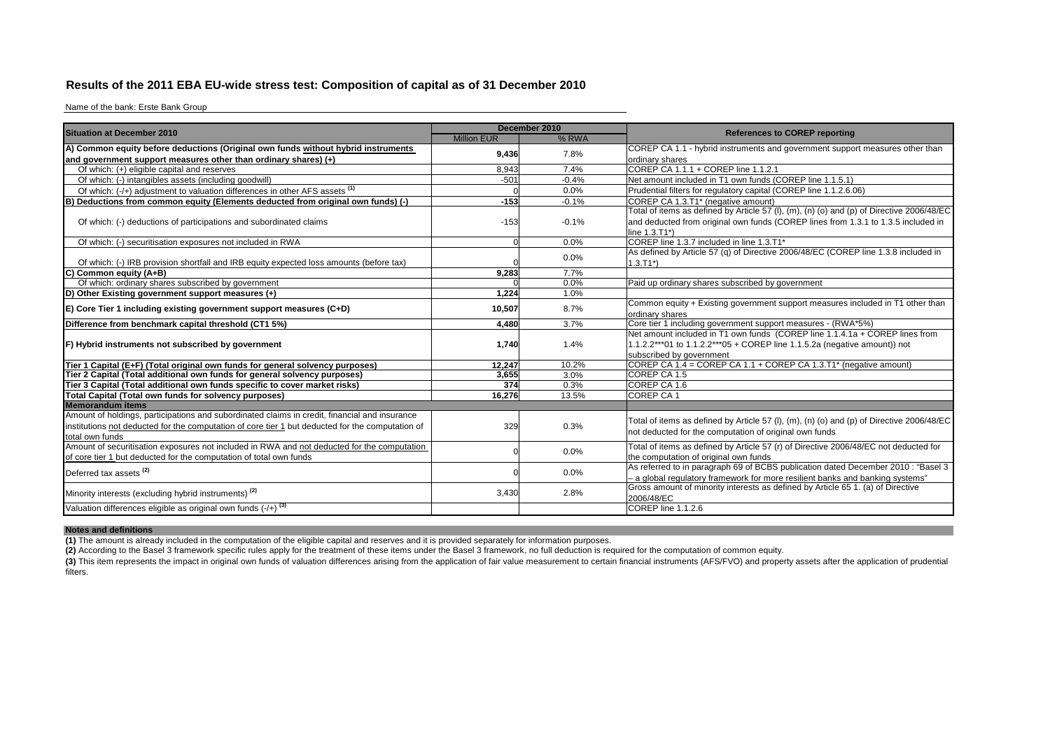## Results of the 2011 EBA EU-wide stress test: Composition of capital as of 31 December 2010

Name of the bank: Erste Bank Group

| Situation at December 2010 | December 2010 | | References to COREP reporting |
|---|---|---|---|
| | Million EUR | % RWA | |
| **A) Common equity before deductions (Original own funds without hybrid instruments and government support measures other than ordinary shares) (+)** | **9,436** | 7.8% | COREP CA 1.1 - hybrid instruments and government support measures other than ordinary shares |
| Of which: (+) eligible capital and reserves | 8,943 | 7.4% | COREP CA 1.1.1 + COREP line 1.1.2.1 |
| Of which: (-) intangibles assets (including goodwill) | -501 | -0.4% | Net amount included in T1 own funds (COREP line 1.1.5.1) |
| Of which: (-/+) adjustment to valuation differences in other AFS assets [1] | 0 | 0.0% | Prudential filters for regulatory capital (COREP line 1.1.2.6.06) |
| **B) Deductions from common equity (Elements deducted from original own funds) (-)** | **-153** | -0.1% | COREP CA 1.3.T1* (negative amount) |
| Of which: (-) deductions of participations and subordinated claims | -153 | -0.1% | Total of items as defined by Article 57 (l), (m), (n) (o) and (p) of Directive 2006/48/EC and deducted from original own funds (COREP lines from 1.3.1 to 1.3.5 included in line 1.3.T1*) |
| Of which: (-) securitisation exposures not included in RWA | 0 | 0.0% | COREP line 1.3.7 included in line 1.3.T1* |
| Of which: (-) IRB provision shortfall and IRB equity expected loss amounts (before tax) | 0 | 0.0% | As defined by Article 57 (q) of Directive 2006/48/EC (COREP line 1.3.8 included in 1.3.T1*) |
| **C) Common equity (A+B)** | **9,283** | 7.7% | |
| Of which: ordinary shares subscribed by government | 0 | 0.0% | Paid up ordinary shares subscribed by government |
| **D) Other Existing government support measures (+)** | **1,224** | 1.0% | |
| **E) Core Tier 1 including existing government support measures (C+D)** | **10,507** | 8.7% | Common equity + Existing government support measures included in T1 other than ordinary shares |
| **Difference from benchmark capital threshold (CT1 5%)** | **4,480** | 3.7% | Core tier 1 including government support measures - (RWA*5%) |
| **F) Hybrid instruments not subscribed by government** | **1,740** | 1.4% | Net amount included in T1 own funds (COREP line 1.1.4.1a + COREP lines from 1.1.2.2***01 to 1.1.2.2***05 + COREP line 1.1.5.2a (negative amount)) not subscribed by government |
| **Tier 1 Capital (E+F) (Total original own funds for general solvency purposes)** | **12,247** | 10.2% | COREP CA 1.4 = COREP CA 1.1 + COREP CA 1.3.T1* (negative amount) |
| **Tier 2 Capital (Total additional own funds for general solvency purposes)** | **3,655** | 3.0% | COREP CA 1.5 |
| **Tier 3 Capital (Total additional own funds specific to cover market risks)** | **374** | 0.3% | COREP CA 1.6 |
| **Total Capital (Total own funds for solvency purposes)** | **16,276** | 13.5% | COREP CA 1 |
| **Memorandum items** | | | |
| Amount of holdings, participations and subordinated claims in credit, financial and insurance institutions not deducted for the computation of core tier 1 but deducted for the computation of total own funds | 329 | 0.3% | Total of items as defined by Article 57 (l), (m), (n) (o) and (p) of Directive 2006/48/EC not deducted for the computation of original own funds |
| Amount of securitisation exposures not included in RWA and not deducted for the computation of core tier 1 but deducted for the computation of total own funds | 0 | 0.0% | Total of items as defined by Article 57 (r) of Directive 2006/48/EC not deducted for the computation of original own funds |
| Deferred tax assets [2] | 0 | 0.0% | As referred to in paragraph 69 of BCBS publication dated December 2010 : "Basel 3 – a global regulatory framework for more resilient banks and banking systems" |
| Minority interests (excluding hybrid instruments) [2] | 3,430 | 2.8% | Gross amount of minority interests as defined by Article 65 1. (a) of Directive 2006/48/EC |
| Valuation differences eligible as original own funds (-/+) [3] | | | COREP line 1.1.2.6 |

**Notes and definitions**

**(1)** The amount is already included in the computation of the eligible capital and reserves and it is provided separately for information purposes.

**(2)** According to the Basel 3 framework specific rules apply for the treatment of these items under the Basel 3 framework, no full deduction is required for the computation of common equity.

**(3)** This item represents the impact in original own funds of valuation differences arising from the application of fair value measurement to certain financial instruments (AFS/FVO) and property assets after the application of prudential filters.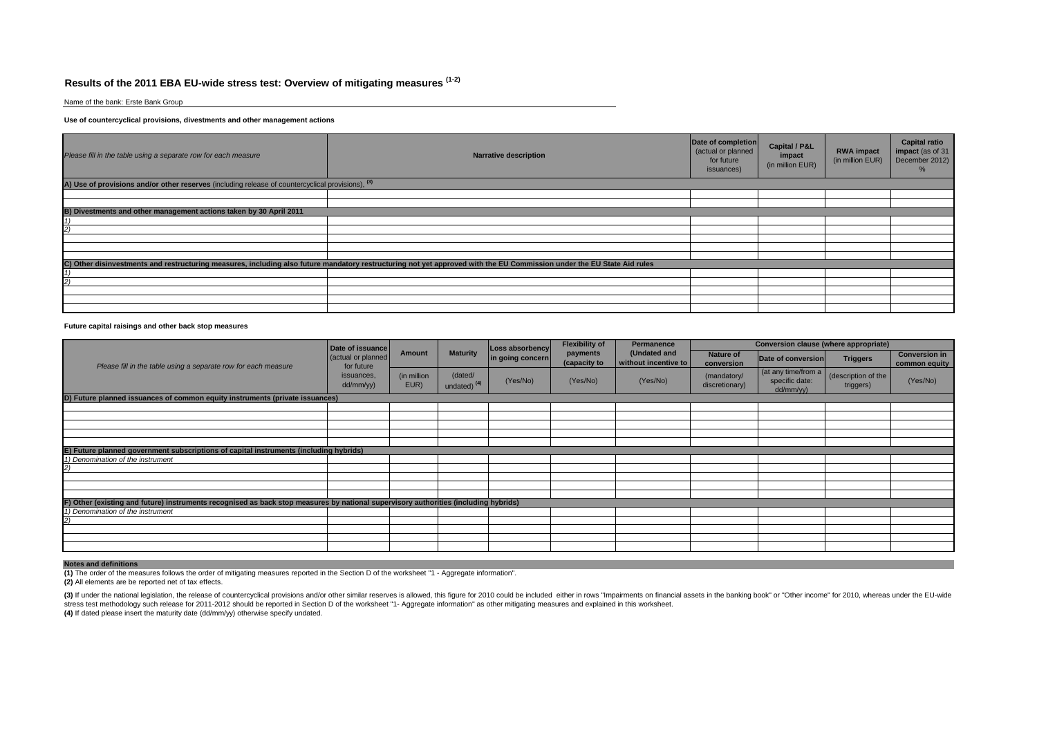# Results of the 2011 EBA EU-wide stress test: Overview of mitigating measures [1-2]

Name of the bank: Erste Bank Group

**Use of countercyclical provisions, divestments and other management actions**

| *Please fill in the table using a separate row for each measure* | Narrative description | Date of completion (actual or planned for future issuances) | Capital / P&L impact (in million EUR) | RWA impact (in million EUR) | Capital ratio impact (as of 31 December 2012) % |
|---|---|---|---|---|---|
| **A) Use of provisions and/or other reserves** (including release of countercyclical provisions), [3] | | | | | |
| | | | | | |
| | | | | | |
| **B) Divestments and other management actions taken by 30 April 2011** | | | | | |
| *1)* | | | | | |
| *2)* | | | | | |
| | | | | | |
| | | | | | |
| | | | | | |
| **C) Other disinvestments and restructuring measures, including also future mandatory restructuring not yet approved with the EU Commission under the EU State Aid rules** | | | | | |
| *1)* | | | | | |
| *2)* | | | | | |
| | | | | | |
| | | | | | |
| | | | | | |

**Future capital raisings and other back stop measures**

| *Please fill in the table using a separate row for each measure* | Date of issuance (actual or planned for future issuances, dd/mm/yy) | Amount (in million EUR) | Maturity (dated/ undated) [4] | Loss absorbency in going concern (Yes/No) | Flexibility of payments (capacity to (Yes/No) | Permanence (Undated and without incentive to (Yes/No) | Conversion clause (where appropriate): Nature of conversion (mandatory/ discretionary) | Date of conversion (at any time/from a specific date: dd/mm/yy) | Triggers (description of the triggers) | Conversion in common equity (Yes/No) |
|---|---|---|---|---|---|---|---|---|---|---|
| **D) Future planned issuances of common equity instruments (private issuances)** | | | | | | | | | | |
| | | | | | | | | | | |
| | | | | | | | | | | |
| | | | | | | | | | | |
| | | | | | | | | | | |
| | | | | | | | | | | |
| **E) Future planned government subscriptions of capital instruments (including hybrids)** | | | | | | | | | | |
| *1) Denomination of the instrument* | | | | | | | | | | |
| *2)* | | | | | | | | | | |
| | | | | | | | | | | |
| | | | | | | | | | | |
| | | | | | | | | | | |
| **F) Other (existing and future) instruments recognised as back stop measures by national supervisory authorities (including hybrids)** | | | | | | | | | | |
| *1) Denomination of the instrument* | | | | | | | | | | |
| *2)* | | | | | | | | | | |
| | | | | | | | | | | |
| | | | | | | | | | | |
| | | | | | | | | | | |

**Notes and definitions**

**(1)** The order of the measures follows the order of mitigating measures reported in the Section D of the worksheet "1 - Aggregate information".

**(2)** All elements are be reported net of tax effects.

**(3)** If under the national legislation, the release of countercyclical provisions and/or other similar reserves is allowed, this figure for 2010 could be included either in rows "Impairments on financial assets in the banking book" or "Other income" for 2010, whereas under the EU-wide stress test methodology such release for 2011-2012 should be reported in Section D of the worksheet "1- Aggregate information" as other mitigating measures and explained in this worksheet.

**(4)** If dated please insert the maturity date (dd/mm/yy) otherwise specify undated.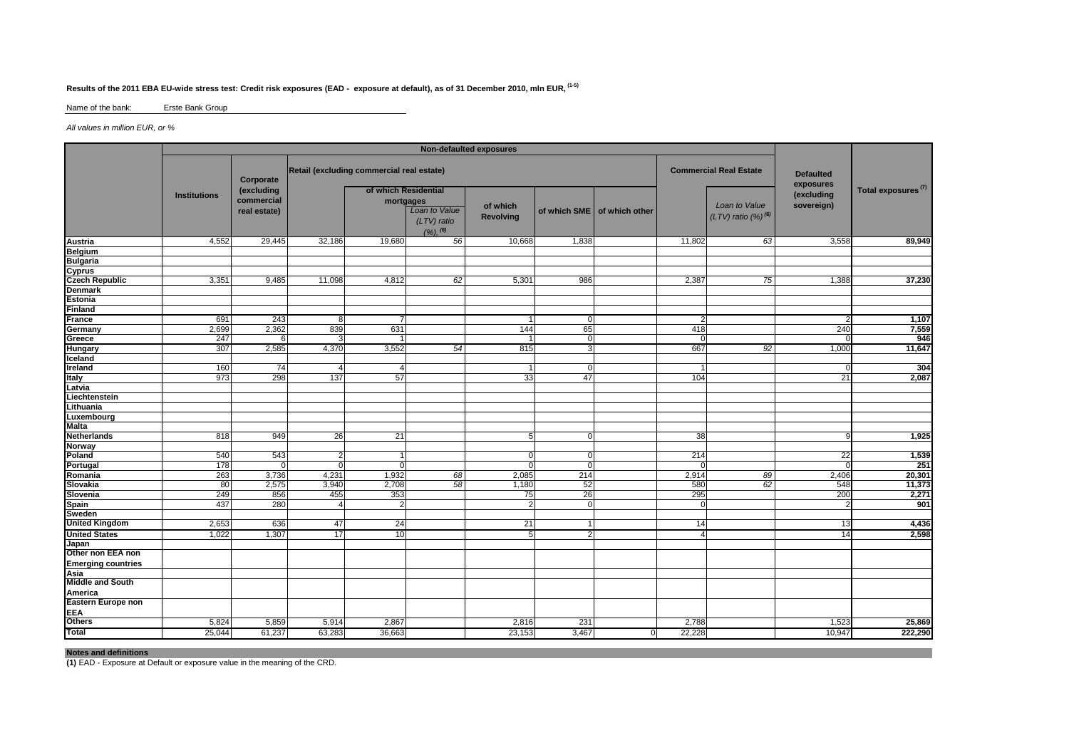**Results of the 2011 EBA EU-wide stress test: Credit risk exposures (EAD - exposure at default), as of 31 December 2010, mln EUR, (1-5)**

Name of the bank: Erste Bank Group

*All values in million EUR, or %*

| | Non-defaulted exposures | | | | | | | | | | Defaulted exposures (excluding sovereign) | Total exposures (7) |
|---|---|---|---|---|---|---|---|---|---|---|---|---|
| | Institutions | Corporate (excluding commercial real estate) | Retail (excluding commercial real estate) | | | | | | Commercial Real Estate | | | |
| | | | | of which Residential mortgages | | of which Revolving | of which SME | of which other | | Loan to Value (LTV) ratio (%) (6) | | |
| | | | | | Loan to Value (LTV) ratio (%) (6) | | | | | | | |
| Austria | 4,552 | 29,445 | 32,186 | 19,680 | 56 | 10,668 | 1,838 | | 11,802 | 63 | 3,558 | 89,949 |
| Belgium | | | | | | | | | | | | |
| Bulgaria | | | | | | | | | | | | |
| Cyprus | | | | | | | | | | | | |
| Czech Republic | 3,351 | 9,485 | 11,098 | 4,812 | 62 | 5,301 | 986 | | 2,387 | 75 | 1,388 | 37,230 |
| Denmark | | | | | | | | | | | | |
| Estonia | | | | | | | | | | | | |
| Finland | | | | | | | | | | | | |
| France | 691 | 243 | 8 | 7 | | 1 | 0 | | 2 | | 2 | 1,107 |
| Germany | 2,699 | 2,362 | 839 | 631 | | 144 | 65 | | 418 | | 240 | 7,559 |
| Greece | 247 | 6 | 3 | 1 | | 1 | 0 | | 0 | | 0 | 946 |
| Hungary | 307 | 2,585 | 4,370 | 3,552 | 54 | 815 | 3 | | 667 | 92 | 1,000 | 11,647 |
| Iceland | | | | | | | | | | | | |
| Ireland | 160 | 74 | 4 | 4 | | 1 | 0 | | 1 | | 0 | 304 |
| Italy | 973 | 298 | 137 | 57 | | 33 | 47 | | 104 | | 21 | 2,087 |
| Latvia | | | | | | | | | | | | |
| Liechtenstein | | | | | | | | | | | | |
| Lithuania | | | | | | | | | | | | |
| Luxembourg | | | | | | | | | | | | |
| Malta | | | | | | | | | | | | |
| Netherlands | 818 | 949 | 26 | 21 | | 5 | 0 | | 38 | | 9 | 1,925 |
| Norway | | | | | | | | | | | | |
| Poland | 540 | 543 | 2 | 1 | | 0 | 0 | | 214 | | 22 | 1,539 |
| Portugal | 178 | 0 | 0 | 0 | | 0 | 0 | | 0 | | 0 | 251 |
| Romania | 263 | 3,736 | 4,231 | 1,932 | 68 | 2,085 | 214 | | 2,914 | 89 | 2,406 | 20,301 |
| Slovakia | 80 | 2,575 | 3,940 | 2,708 | 58 | 1,180 | 52 | | 580 | 62 | 548 | 11,373 |
| Slovenia | 249 | 856 | 455 | 353 | | 75 | 26 | | 295 | | 200 | 2,271 |
| Spain | 437 | 280 | 4 | 2 | | 2 | 0 | | 0 | | 2 | 901 |
| Sweden | | | | | | | | | | | | |
| United Kingdom | 2,653 | 636 | 47 | 24 | | 21 | 1 | | 14 | | 13 | 4,436 |
| United States | 1,022 | 1,307 | 17 | 10 | | 5 | 2 | | 4 | | 14 | 2,598 |
| Japan | | | | | | | | | | | | |
| Other non EEA non Emerging countries | | | | | | | | | | | | |
| Asia | | | | | | | | | | | | |
| Middle and South America | | | | | | | | | | | | |
| Eastern Europe non EEA | | | | | | | | | | | | |
| Others | 5,824 | 5,859 | 5,914 | 2,867 | | 2,816 | 231 | | 2,788 | | 1,523 | 25,869 |
| Total | 25,044 | 61,237 | 63,283 | 36,663 | | 23,153 | 3,467 | 0 | 22,228 | | 10,947 | 222,290 |

**Notes and definitions**

**(1)** EAD - Exposure at Default or exposure value in the meaning of the CRD.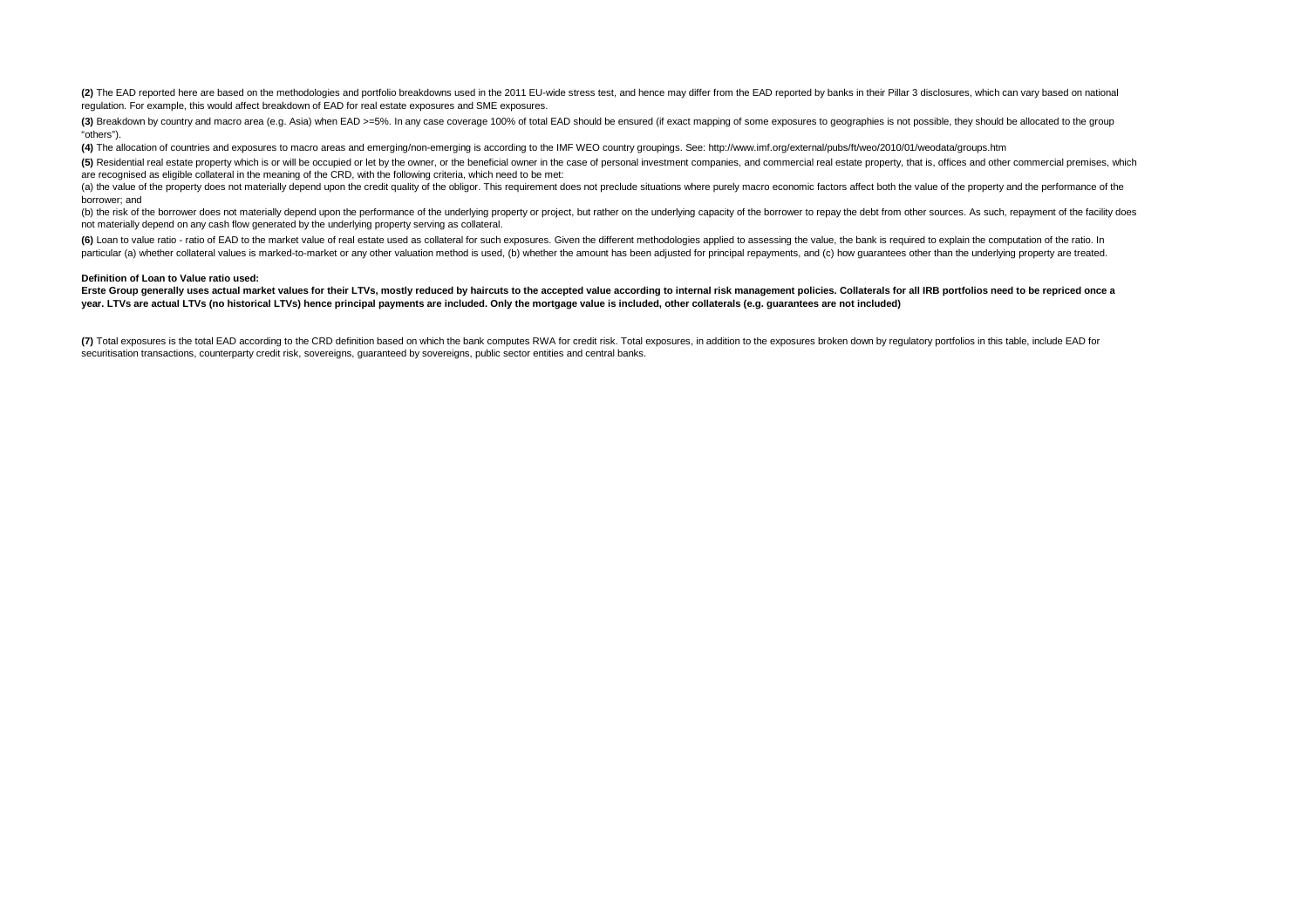**(2)** The EAD reported here are based on the methodologies and portfolio breakdowns used in the 2011 EU-wide stress test, and hence may differ from the EAD reported by banks in their Pillar 3 disclosures, which can vary based on national regulation. For example, this would affect breakdown of EAD for real estate exposures and SME exposures.

**(3)** Breakdown by country and macro area (e.g. Asia) when EAD >=5%. In any case coverage 100% of total EAD should be ensured (if exact mapping of some exposures to geographies is not possible, they should be allocated to the group "others").

**(4)** The allocation of countries and exposures to macro areas and emerging/non-emerging is according to the IMF WEO country groupings. See: http://www.imf.org/external/pubs/ft/weo/2010/01/weodata/groups.htm

**(5)** Residential real estate property which is or will be occupied or let by the owner, or the beneficial owner in the case of personal investment companies, and commercial real estate property, that is, offices and other commercial premises, which are recognised as eligible collateral in the meaning of the CRD, with the following criteria, which need to be met:

(a) the value of the property does not materially depend upon the credit quality of the obligor. This requirement does not preclude situations where purely macro economic factors affect both the value of the property and the performance of the borrower; and

(b) the risk of the borrower does not materially depend upon the performance of the underlying property or project, but rather on the underlying capacity of the borrower to repay the debt from other sources. As such, repayment of the facility does not materially depend on any cash flow generated by the underlying property serving as collateral.

**(6)** Loan to value ratio - ratio of EAD to the market value of real estate used as collateral for such exposures. Given the different methodologies applied to assessing the value, the bank is required to explain the computation of the ratio. In particular (a) whether collateral values is marked-to-market or any other valuation method is used, (b) whether the amount has been adjusted for principal repayments, and (c) how guarantees other than the underlying property are treated.

**Definition of Loan to Value ratio used:**

**Erste Group generally uses actual market values for their LTVs, mostly reduced by haircuts to the accepted value according to internal risk management policies. Collaterals for all IRB portfolios need to be repriced once a year. LTVs are actual LTVs (no historical LTVs) hence principal payments are included. Only the mortgage value is included, other collaterals (e.g. guarantees are not included)**

**(7)** Total exposures is the total EAD according to the CRD definition based on which the bank computes RWA for credit risk. Total exposures, in addition to the exposures broken down by regulatory portfolios in this table, include EAD for securitisation transactions, counterparty credit risk, sovereigns, guaranteed by sovereigns, public sector entities and central banks.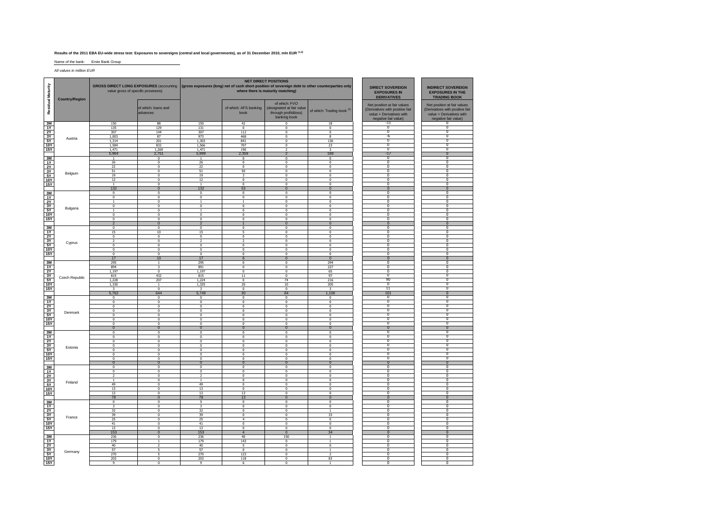**Results of the 2011 EBA EU-wide stress test: Exposures to sovereigns (central and local governments), as of 31 December 2010, mln EUR (1,2)**

Name of the bank: Erste Bank Group

*All values in million EUR*

| Residual Maturity | Country/Region | GROSS DIRECT LONG EXPOSURES (accounting value gross of specific provisions) | | NET DIRECT POSITIONS (gross exposures (long) net of cash short position of sovereign debt to other counterparties only where there is maturity matching) | | | | DIRECT SOVEREIGN EXPOSURES IN DERIVATIVES | INDIRECT SOVEREIGN EXPOSURES IN THE TRADING BOOK |
|---|---|---|---|---|---|---|---|---|---|
| | | | of which: loans and advances | | of which: AFS banking book | of which: FVO (designated at fair value through profit&loss) banking book | of which: Trading book (3) | Net position at fair values (Derivatives with positive fair value + Derivatives with negative fair value) | Net position at fair values (Derivatives with positive fair value + Derivatives with negative fair value) |
| 3M | Austria | 150 | 88 | 150 | 42 | 0 | 18 | -11 | 0 |
| 1Y | | 135 | 129 | 131 | 0 | 0 | 0 | 0 | 0 |
| 2Y | | 307 | 144 | 307 | 112 | 0 | 0 | 0 | 0 |
| 3Y | | 1,003 | 87 | 973 | 468 | 0 | 8 | -6 | 0 |
| 5Y | | 1,314 | 201 | 1,303 | 841 | 0 | 136 | 0 | 0 |
| 10Y | | 1,584 | 832 | 1,566 | 707 | 0 | 23 | 0 | 0 |
| 15Y | | 1,471 | 1,269 | 1,471 | 190 | 2 | 3 | 0 | 0 |
| | | 5,964 | 2,751 | 5,899 | 2,359 | 2 | 188 | -17 | 0 |
| 3M | Belgium | 1 | 0 | 1 | 0 | 0 | 0 | 0 | 0 |
| 1Y | | 26 | 0 | 26 | 0 | 0 | 0 | 0 | 0 |
| 2Y | | 22 | 0 | 22 | 0 | 0 | 0 | 0 | 0 |
| 3Y | | 51 | 0 | 51 | 50 | 0 | 0 | 0 | 0 |
| 5Y | | 19 | 0 | 19 | 3 | 0 | 0 | 0 | 0 |
| 10Y | | 12 | 0 | 12 | 0 | 0 | 0 | 0 | 0 |
| 15Y | | 1 | 0 | 1 | 0 | 0 | 0 | 0 | 0 |
| | | 132 | 0 | 132 | 53 | 0 | 0 | 0 | 0 |
| 3M | Bulgaria | 0 | 0 | 0 | 0 | 0 | 0 | 0 | 0 |
| 1Y | | 0 | 0 | 0 | 0 | 0 | 0 | 0 | 0 |
| 2Y | | 1 | 0 | 1 | 1 | 0 | 0 | 0 | 0 |
| 3Y | | 0 | 0 | 0 | 0 | 0 | 0 | 0 | 0 |
| 5Y | | 1 | 0 | 1 | 0 | 0 | 0 | 0 | 0 |
| 10Y | | 0 | 0 | 0 | 0 | 0 | 0 | 0 | 0 |
| 15Y | | 0 | 0 | 0 | 0 | 0 | 0 | 0 | 0 |
| | | 2 | 0 | 2 | 1 | 0 | 0 | 0 | 0 |
| 3M | Cyprus | 0 | 0 | 0 | 0 | 0 | 0 | 0 | 0 |
| 1Y | | 15 | 10 | 15 | 5 | 0 | 0 | 0 | 0 |
| 2Y | | 0 | 0 | 0 | 0 | 0 | 0 | 0 | 0 |
| 3Y | | 2 | 0 | 2 | 2 | 0 | 0 | 0 | 0 |
| 5Y | | 0 | 0 | 0 | 0 | 0 | 0 | 0 | 0 |
| 10Y | | 0 | 0 | 0 | 0 | 0 | 0 | 0 | 0 |
| 15Y | | 0 | 0 | 0 | 0 | 0 | 0 | 0 | 0 |
| | | 17 | 10 | 17 | 6 | 0 | 0 | 0 | 0 |
| 3M | Czech Republic | 295 | 1 | 295 | 0 | 0 | 294 | 0 | 0 |
| 1Y | | 894 | 3 | 891 | 0 | 0 | 227 | 0 | 0 |
| 2Y | | 1,197 | 0 | 1,197 | 0 | 0 | 65 | 0 | 0 |
| 3Y | | 815 | 432 | 815 | 11 | 0 | 97 | 0 | 0 |
| 5Y | | 1,228 | 207 | 1,224 | 0 | 74 | 216 | 90 | 0 |
| 10Y | | 1,330 | 1 | 1,325 | 20 | 10 | 205 | 0 | 0 |
| 15Y | | 3 | 0 | 3 | 0 | 0 | 3 | 11 | 0 |
| | | 5,762 | 644 | 5,749 | 30 | 84 | 1,108 | 101 | 0 |
| 3M | Denmark | 0 | 0 | 0 | 0 | 0 | 0 | 0 | 0 |
| 1Y | | 0 | 0 | 0 | 0 | 0 | 0 | 0 | 0 |
| 2Y | | 0 | 0 | 0 | 0 | 0 | 0 | 0 | 0 |
| 3Y | | 0 | 0 | 0 | 0 | 0 | 0 | 0 | 0 |
| 5Y | | 0 | 0 | 0 | 0 | 0 | 0 | 0 | 0 |
| 10Y | | 0 | 0 | 0 | 0 | 0 | 0 | 0 | 0 |
| 15Y | | 0 | 0 | 0 | 0 | 0 | 0 | 0 | 0 |
| | | 0 | 0 | 0 | 0 | 0 | 0 | 0 | 0 |
| 3M | Estonia | 0 | 0 | 0 | 0 | 0 | 0 | 0 | 0 |
| 1Y | | 0 | 0 | 0 | 0 | 0 | 0 | 0 | 0 |
| 2Y | | 0 | 0 | 0 | 0 | 0 | 0 | 0 | 0 |
| 3Y | | 0 | 0 | 0 | 0 | 0 | 0 | 0 | 0 |
| 5Y | | 0 | 0 | 0 | 0 | 0 | 0 | 0 | 0 |
| 10Y | | 0 | 0 | 0 | 0 | 0 | 0 | 0 | 0 |
| 15Y | | 0 | 0 | 0 | 0 | 0 | 0 | 0 | 0 |
| | | 0 | 0 | 0 | 0 | 0 | 0 | 0 | 0 |
| 3M | Finland | 0 | 0 | 0 | 0 | 0 | 0 | 0 | 0 |
| 1Y | | 0 | 0 | 0 | 0 | 0 | 0 | 0 | 0 |
| 2Y | | 2 | 0 | 2 | 0 | 0 | 0 | 0 | 0 |
| 3Y | | 1 | 0 | 1 | 0 | 0 | 0 | 0 | 0 |
| 5Y | | 49 | 0 | 49 | 0 | 0 | 0 | 0 | 0 |
| 10Y | | 13 | 0 | 13 | 0 | 0 | 0 | 0 | 0 |
| 15Y | | 13 | 0 | 13 | 13 | 0 | 0 | 0 | 0 |
| | | 78 | 0 | 78 | 13 | 0 | 0 | 0 | 0 |
| 3M | France | 0 | 0 | 0 | 0 | 0 | 0 | 0 | 0 |
| 1Y | | 3 | 0 | 3 | 0 | 0 | 0 | 0 | 0 |
| 2Y | | 32 | 0 | 32 | 0 | 0 | 1 | 0 | 0 |
| 3Y | | 39 | 0 | 39 | 0 | 0 | 33 | 0 | 0 |
| 5Y | | 25 | 0 | 25 | 4 | 0 | 0 | 0 | 0 |
| 10Y | | 41 | 0 | 41 | 0 | 0 | 0 | 0 | 0 |
| 15Y | | 13 | 0 | 13 | 0 | 0 | 0 | 0 | 0 |
| | | 153 | 0 | 153 | 4 | 0 | 34 | 0 | 0 |
| 3M | Germany | 236 | 0 | 236 | 40 | 150 | 1 | 0 | 0 |
| 1Y | | 179 | 1 | 179 | 143 | 0 | 1 | 0 | 0 |
| 2Y | | 40 | 2 | 40 | 5 | 0 | 0 | 0 | 0 |
| 3Y | | 57 | 5 | 57 | 0 | 0 | 1 | 0 | 0 |
| 5Y | | 270 | 5 | 270 | 123 | 0 | 2 | 0 | 0 |
| 10Y | | 203 | 0 | 203 | 118 | 0 | 83 | 0 | 0 |
| 15Y | | 9 | 0 | 9 | 6 | 0 | 1 | 0 | 0 |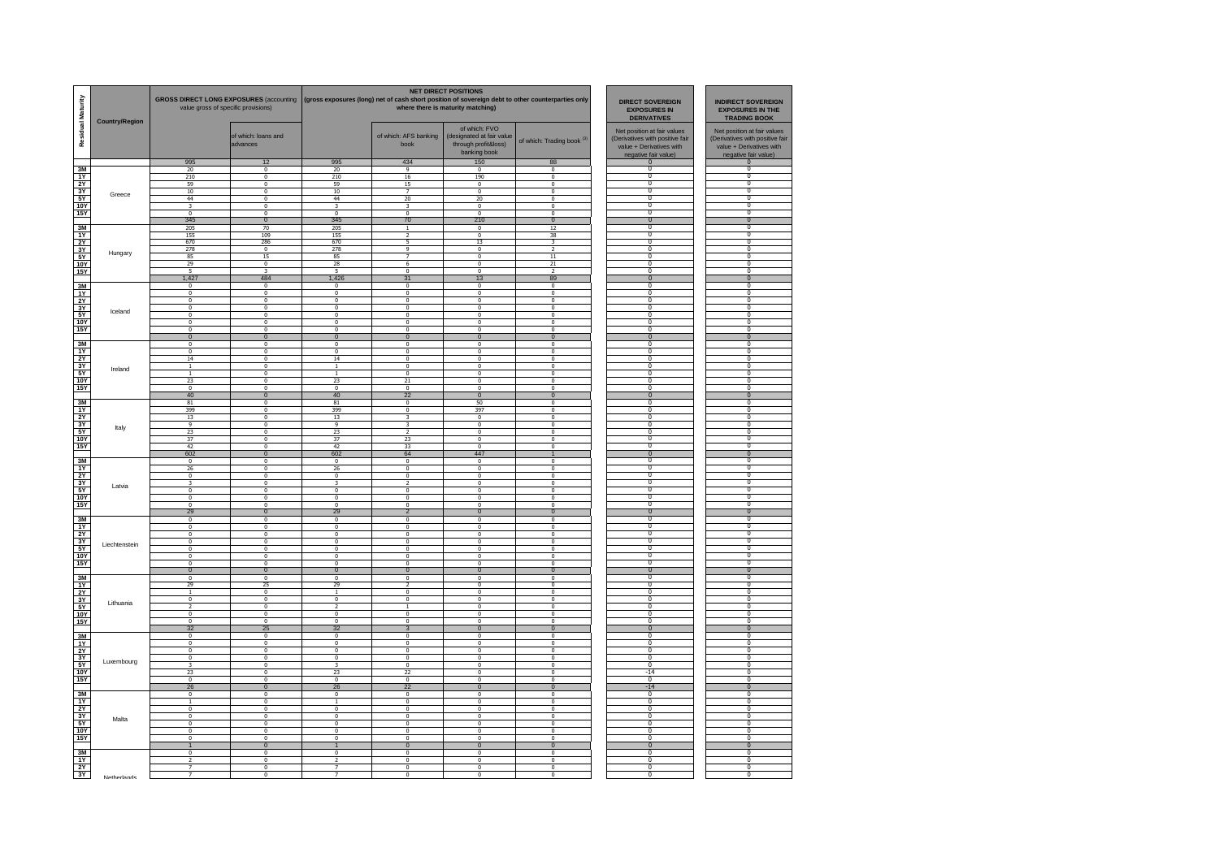| Residual Maturity | Country/Region | GROSS DIRECT LONG EXPOSURES (accounting value gross of specific provisions) | | NET DIRECT POSITIONS (gross exposures (long) net of cash short position of sovereign debt to other counterparties only where there is maturity matching) | | | | DIRECT SOVEREIGN EXPOSURES IN DERIVATIVES | INDIRECT SOVEREIGN EXPOSURES IN THE TRADING BOOK |
|---|---|---|---|---|---|---|---|---|---|
| | | | of which: loans and advances | | of which: AFS banking book | of which: FVO (designated at fair value through profit&loss) banking book | of which: Trading book [3] | Net position at fair values (Derivatives with positive fair value + Derivatives with negative fair value) | Net position at fair values (Derivatives with positive fair value + Derivatives with negative fair value) |
| | | 995 | 12 | 995 | 434 | 150 | 88 | 0 | 0 |
| 3M | Greece | 20 | 0 | 20 | 9 | 0 | 0 | 0 | 0 |
| 1Y | | 210 | 0 | 210 | 16 | 190 | 0 | 0 | 0 |
| 2Y | | 59 | 0 | 59 | 15 | 0 | 0 | 0 | 0 |
| 3Y | | 10 | 0 | 10 | 7 | 0 | 0 | 0 | 0 |
| 5Y | | 44 | 0 | 44 | 20 | 20 | 0 | 0 | 0 |
| 10Y | | 3 | 0 | 3 | 3 | 0 | 0 | 0 | 0 |
| 15Y | | 0 | 0 | 0 | 0 | 0 | 0 | 0 | 0 |
| | | 345 | 0 | 345 | 70 | 210 | 0 | 0 | 0 |
| 3M | Hungary | 205 | 70 | 205 | 1 | 0 | 12 | 0 | 0 |
| 1Y | | 155 | 109 | 155 | 2 | 0 | 38 | 0 | 0 |
| 2Y | | 670 | 286 | 670 | 5 | 13 | 3 | 0 | 0 |
| 3Y | | 278 | 0 | 278 | 9 | 0 | 2 | 0 | 0 |
| 5Y | | 85 | 15 | 85 | 7 | 0 | 11 | 0 | 0 |
| 10Y | | 29 | 0 | 28 | 6 | 0 | 21 | 0 | 0 |
| 15Y | | 5 | 3 | 5 | 0 | 0 | 2 | 0 | 0 |
| | | 1,427 | 484 | 1,426 | 31 | 13 | 89 | 0 | 0 |
| 3M | Iceland | 0 | 0 | 0 | 0 | 0 | 0 | 0 | 0 |
| 1Y | | 0 | 0 | 0 | 0 | 0 | 0 | 0 | 0 |
| 2Y | | 0 | 0 | 0 | 0 | 0 | 0 | 0 | 0 |
| 3Y | | 0 | 0 | 0 | 0 | 0 | 0 | 0 | 0 |
| 5Y | | 0 | 0 | 0 | 0 | 0 | 0 | 0 | 0 |
| 10Y | | 0 | 0 | 0 | 0 | 0 | 0 | 0 | 0 |
| 15Y | | 0 | 0 | 0 | 0 | 0 | 0 | 0 | 0 |
| | | 0 | 0 | 0 | 0 | 0 | 0 | 0 | 0 |
| 3M | Ireland | 0 | 0 | 0 | 0 | 0 | 0 | 0 | 0 |
| 1Y | | 0 | 0 | 0 | 0 | 0 | 0 | 0 | 0 |
| 2Y | | 14 | 0 | 14 | 0 | 0 | 0 | 0 | 0 |
| 3Y | | 1 | 0 | 1 | 0 | 0 | 0 | 0 | 0 |
| 5Y | | 1 | 0 | 1 | 0 | 0 | 0 | 0 | 0 |
| 10Y | | 23 | 0 | 23 | 21 | 0 | 0 | 0 | 0 |
| 15Y | | 0 | 0 | 0 | 0 | 0 | 0 | 0 | 0 |
| | | 40 | 0 | 40 | 22 | 0 | 0 | 0 | 0 |
| 3M | Italy | 81 | 0 | 81 | 0 | 50 | 0 | 0 | 0 |
| 1Y | | 399 | 0 | 399 | 0 | 397 | 0 | 0 | 0 |
| 2Y | | 13 | 0 | 13 | 3 | 0 | 0 | 0 | 0 |
| 3Y | | 9 | 0 | 9 | 3 | 0 | 0 | 0 | 0 |
| 5Y | | 23 | 0 | 23 | 2 | 0 | 0 | 0 | 0 |
| 10Y | | 37 | 0 | 37 | 23 | 0 | 0 | 0 | 0 |
| 15Y | | 42 | 0 | 42 | 33 | 0 | 0 | 0 | 0 |
| | | 602 | 0 | 602 | 64 | 447 | 1 | 0 | 0 |
| 3M | Latvia | 0 | 0 | 0 | 0 | 0 | 0 | 0 | 0 |
| 1Y | | 26 | 0 | 26 | 0 | 0 | 0 | 0 | 0 |
| 2Y | | 0 | 0 | 0 | 0 | 0 | 0 | 0 | 0 |
| 3Y | | 3 | 0 | 3 | 2 | 0 | 0 | 0 | 0 |
| 5Y | | 0 | 0 | 0 | 0 | 0 | 0 | 0 | 0 |
| 10Y | | 0 | 0 | 0 | 0 | 0 | 0 | 0 | 0 |
| 15Y | | 0 | 0 | 0 | 0 | 0 | 0 | 0 | 0 |
| | | 29 | 0 | 29 | 2 | 0 | 0 | 0 | 0 |
| 3M | Liechtenstein | 0 | 0 | 0 | 0 | 0 | 0 | 0 | 0 |
| 1Y | | 0 | 0 | 0 | 0 | 0 | 0 | 0 | 0 |
| 2Y | | 0 | 0 | 0 | 0 | 0 | 0 | 0 | 0 |
| 3Y | | 0 | 0 | 0 | 0 | 0 | 0 | 0 | 0 |
| 5Y | | 0 | 0 | 0 | 0 | 0 | 0 | 0 | 0 |
| 10Y | | 0 | 0 | 0 | 0 | 0 | 0 | 0 | 0 |
| 15Y | | 0 | 0 | 0 | 0 | 0 | 0 | 0 | 0 |
| | | 0 | 0 | 0 | 0 | 0 | 0 | 0 | 0 |
| 3M | Lithuania | 0 | 0 | 0 | 0 | 0 | 0 | 0 | 0 |
| 1Y | | 29 | 25 | 29 | 2 | 0 | 0 | 0 | 0 |
| 2Y | | 1 | 0 | 1 | 0 | 0 | 0 | 0 | 0 |
| 3Y | | 0 | 0 | 0 | 0 | 0 | 0 | 0 | 0 |
| 5Y | | 2 | 0 | 2 | 1 | 0 | 0 | 0 | 0 |
| 10Y | | 0 | 0 | 0 | 0 | 0 | 0 | 0 | 0 |
| 15Y | | 0 | 0 | 0 | 0 | 0 | 0 | 0 | 0 |
| | | 32 | 25 | 32 | 3 | 0 | 0 | 0 | 0 |
| 3M | Luxembourg | 0 | 0 | 0 | 0 | 0 | 0 | 0 | 0 |
| 1Y | | 0 | 0 | 0 | 0 | 0 | 0 | 0 | 0 |
| 2Y | | 0 | 0 | 0 | 0 | 0 | 0 | 0 | 0 |
| 3Y | | 0 | 0 | 0 | 0 | 0 | 0 | 0 | 0 |
| 5Y | | 3 | 0 | 3 | 0 | 0 | 0 | 0 | 0 |
| 10Y | | 23 | 0 | 23 | 22 | 0 | 0 | -14 | 0 |
| 15Y | | 0 | 0 | 0 | 0 | 0 | 0 | 0 | 0 |
| | | 26 | 0 | 26 | 22 | 0 | 0 | -14 | 0 |
| 3M | Malta | 0 | 0 | 0 | 0 | 0 | 0 | 0 | 0 |
| 1Y | | 1 | 0 | 1 | 0 | 0 | 0 | 0 | 0 |
| 2Y | | 0 | 0 | 0 | 0 | 0 | 0 | 0 | 0 |
| 3Y | | 0 | 0 | 0 | 0 | 0 | 0 | 0 | 0 |
| 5Y | | 0 | 0 | 0 | 0 | 0 | 0 | 0 | 0 |
| 10Y | | 0 | 0 | 0 | 0 | 0 | 0 | 0 | 0 |
| 15Y | | 0 | 0 | 0 | 0 | 0 | 0 | 0 | 0 |
| | | 1 | 0 | 1 | 0 | 0 | 0 | 0 | 0 |
| 3M | Netherlands | 0 | 0 | 0 | 0 | 0 | 0 | 0 | 0 |
| 1Y | | 2 | 0 | 2 | 0 | 0 | 0 | 0 | 0 |
| 2Y | | 7 | 0 | 7 | 0 | 0 | 0 | 0 | 0 |
| 3Y | | 7 | 0 | 7 | 0 | 0 | 0 | 0 | 0 |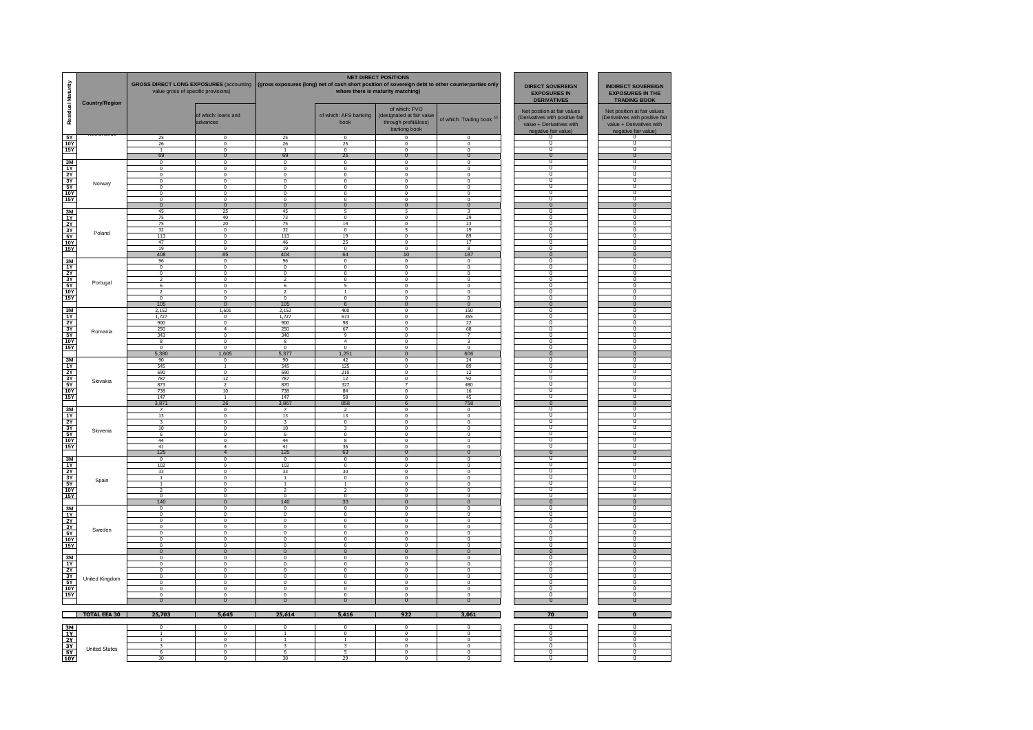| Residual Maturity | Country/Region | GROSS DIRECT LONG EXPOSURES (accounting value gross of specific provisions) | | NET DIRECT POSITIONS (gross exposures (long) net of cash short position of sovereign debt to other counterparties only where there is maturity matching) | | | | DIRECT SOVEREIGN EXPOSURES IN DERIVATIVES | INDIRECT SOVEREIGN EXPOSURES IN THE TRADING BOOK |
|---|---|---|---|---|---|---|---|---|---|
| | | | of which: loans and advances | | of which: AFS banking book | of which: FVO (designated at fair value through profit&loss) banking book | of which: Trading book [3] | Net position at fair values (Derivatives with positive fair value + Derivatives with negative fair value) | Net position at fair values (Derivatives with positive fair value + Derivatives with negative fair value) |
| 5Y | | 25 | 0 | 25 | 0 | 0 | 0 | 0 | 0 |
| 10Y | | 26 | 0 | 26 | 25 | 0 | 0 | 0 | 0 |
| 15Y | | 1 | 0 | 1 | 0 | 0 | 0 | 0 | 0 |
| | | 69 | 0 | 69 | 25 | 0 | 0 | 0 | 0 |
| 3M | Norway | 0 | 0 | 0 | 0 | 0 | 0 | 0 | 0 |
| 1Y | | 0 | 0 | 0 | 0 | 0 | 0 | 0 | 0 |
| 2Y | | 0 | 0 | 0 | 0 | 0 | 0 | 0 | 0 |
| 3Y | | 0 | 0 | 0 | 0 | 0 | 0 | 0 | 0 |
| 5Y | | 0 | 0 | 0 | 0 | 0 | 0 | 0 | 0 |
| 10Y | | 0 | 0 | 0 | 0 | 0 | 0 | 0 | 0 |
| 15Y | | 0 | 0 | 0 | 0 | 0 | 0 | 0 | 0 |
| | | 0 | 0 | 0 | 0 | 0 | 0 | 0 | 0 |
| 3M | Poland | 45 | 25 | 45 | 5 | 5 | 3 | 0 | 0 |
| 1Y | | 75 | 40 | 73 | 0 | 0 | 29 | 0 | 0 |
| 2Y | | 75 | 20 | 75 | 14 | 0 | 23 | 0 | 0 |
| 3Y | | 32 | 0 | 32 | 0 | 5 | 19 | 0 | 0 |
| 5Y | | 113 | 0 | 113 | 19 | 0 | 89 | 0 | 0 |
| 10Y | | 47 | 0 | 46 | 25 | 0 | 17 | 0 | 0 |
| 15Y | | 19 | 0 | 19 | 0 | 0 | 8 | 0 | 0 |
| | | 408 | 85 | 404 | 64 | 10 | 187 | 0 | 0 |
| 3M | Portugal | 96 | 0 | 96 | 0 | 0 | 0 | 0 | 0 |
| 1Y | | 0 | 0 | 0 | 0 | 0 | 0 | 0 | 0 |
| 2Y | | 0 | 0 | 0 | 0 | 0 | 0 | 0 | 0 |
| 3Y | | 2 | 0 | 2 | 0 | 0 | 0 | 0 | 0 |
| 5Y | | 6 | 0 | 6 | 5 | 0 | 0 | 0 | 0 |
| 10Y | | 2 | 0 | 2 | 1 | 0 | 0 | 0 | 0 |
| 15Y | | 0 | 0 | 0 | 0 | 0 | 0 | 0 | 0 |
| | | 105 | 0 | 105 | 6 | 0 | 0 | 0 | 0 |
| 3M | Romania | 2,152 | 1,601 | 2,152 | 400 | 0 | 150 | 0 | 0 |
| 1Y | | 1,727 | 0 | 1,727 | 673 | 0 | 355 | 0 | 0 |
| 2Y | | 900 | 0 | 900 | 98 | 0 | 22 | 0 | 0 |
| 3Y | | 250 | 4 | 250 | 67 | 0 | 68 | 0 | 0 |
| 5Y | | 343 | 0 | 340 | 9 | 0 | 7 | 0 | 0 |
| 10Y | | 8 | 0 | 8 | 4 | 0 | 3 | 0 | 0 |
| 15Y | | 0 | 0 | 0 | 0 | 0 | 0 | 0 | 0 |
| | | 5,380 | 1,605 | 5,377 | 1,251 | 0 | 606 | 0 | 0 |
| 3M | Slovakia | 90 | 0 | 90 | 42 | 0 | 24 | 0 | 0 |
| 1Y | | 545 | 1 | 545 | 125 | 0 | 89 | 0 | 0 |
| 2Y | | 690 | 0 | 690 | 210 | 0 | 12 | 0 | 0 |
| 3Y | | 787 | 12 | 787 | 12 | 0 | 92 | 0 | 0 |
| 5Y | | 873 | 2 | 870 | 327 | 7 | 480 | 0 | 0 |
| 10Y | | 738 | 10 | 738 | 84 | 0 | 16 | 0 | 0 |
| 15Y | | 147 | 1 | 147 | 58 | 0 | 45 | 0 | 0 |
| | | 3,871 | 26 | 3,867 | 858 | 6 | 758 | 0 | 0 |
| 3M | Slovenia | 7 | 0 | 7 | 2 | 0 | 0 | 0 | 0 |
| 1Y | | 13 | 0 | 13 | 13 | 0 | 0 | 0 | 0 |
| 2Y | | 3 | 0 | 3 | 0 | 0 | 0 | 0 | 0 |
| 3Y | | 10 | 0 | 10 | 3 | 0 | 0 | 0 | 0 |
| 5Y | | 6 | 0 | 6 | 0 | 0 | 0 | 0 | 0 |
| 10Y | | 44 | 0 | 44 | 8 | 0 | 0 | 0 | 0 |
| 15Y | | 41 | 4 | 41 | 36 | 0 | 0 | 0 | 0 |
| | | 125 | 4 | 125 | 63 | 0 | 0 | 0 | 0 |
| 3M | Spain | 0 | 0 | 0 | 0 | 0 | 0 | 0 | 0 |
| 1Y | | 102 | 0 | 102 | 0 | 0 | 0 | 0 | 0 |
| 2Y | | 33 | 0 | 33 | 30 | 0 | 0 | 0 | 0 |
| 3Y | | 1 | 0 | 1 | 0 | 0 | 0 | 0 | 0 |
| 5Y | | 1 | 0 | 1 | 1 | 0 | 0 | 0 | 0 |
| 10Y | | 2 | 0 | 2 | 2 | 0 | 0 | 0 | 0 |
| 15Y | | 0 | 0 | 0 | 0 | 0 | 0 | 0 | 0 |
| | | 140 | 0 | 140 | 33 | 0 | 0 | 0 | 0 |
| 3M | Sweden | 0 | 0 | 0 | 0 | 0 | 0 | 0 | 0 |
| 1Y | | 0 | 0 | 0 | 0 | 0 | 0 | 0 | 0 |
| 2Y | | 0 | 0 | 0 | 0 | 0 | 0 | 0 | 0 |
| 3Y | | 0 | 0 | 0 | 0 | 0 | 0 | 0 | 0 |
| 5Y | | 0 | 0 | 0 | 0 | 0 | 0 | 0 | 0 |
| 10Y | | 0 | 0 | 0 | 0 | 0 | 0 | 0 | 0 |
| 15Y | | 0 | 0 | 0 | 0 | 0 | 0 | 0 | 0 |
| | | 0 | 0 | 0 | 0 | 0 | 0 | 0 | 0 |
| 3M | United Kingdom | 0 | 0 | 0 | 0 | 0 | 0 | 0 | 0 |
| 1Y | | 0 | 0 | 0 | 0 | 0 | 0 | 0 | 0 |
| 2Y | | 0 | 0 | 0 | 0 | 0 | 0 | 0 | 0 |
| 3Y | | 0 | 0 | 0 | 0 | 0 | 0 | 0 | 0 |
| 5Y | | 0 | 0 | 0 | 0 | 0 | 0 | 0 | 0 |
| 10Y | | 0 | 0 | 0 | 0 | 0 | 0 | 0 | 0 |
| 15Y | | 0 | 0 | 0 | 0 | 0 | 0 | 0 | 0 |
| | | 0 | 0 | 0 | 0 | 0 | 0 | 0 | 0 |
| | **TOTAL EEA 30** | **25,703** | **5,645** | **25,614** | **5,416** | **922** | **3,061** | **70** | **0** |
| 3M | United States | 0 | 0 | 0 | 0 | 0 | 0 | 0 | 0 |
| 1Y | | 1 | 0 | 1 | 0 | 0 | 0 | 0 | 0 |
| 2Y | | 1 | 0 | 1 | 1 | 0 | 0 | 0 | 0 |
| 3Y | | 3 | 0 | 3 | 3 | 0 | 0 | 0 | 0 |
| 5Y | | 6 | 0 | 6 | 5 | 0 | 0 | 0 | 0 |
| 10Y | | 30 | 0 | 30 | 29 | 0 | 0 | 0 | 0 |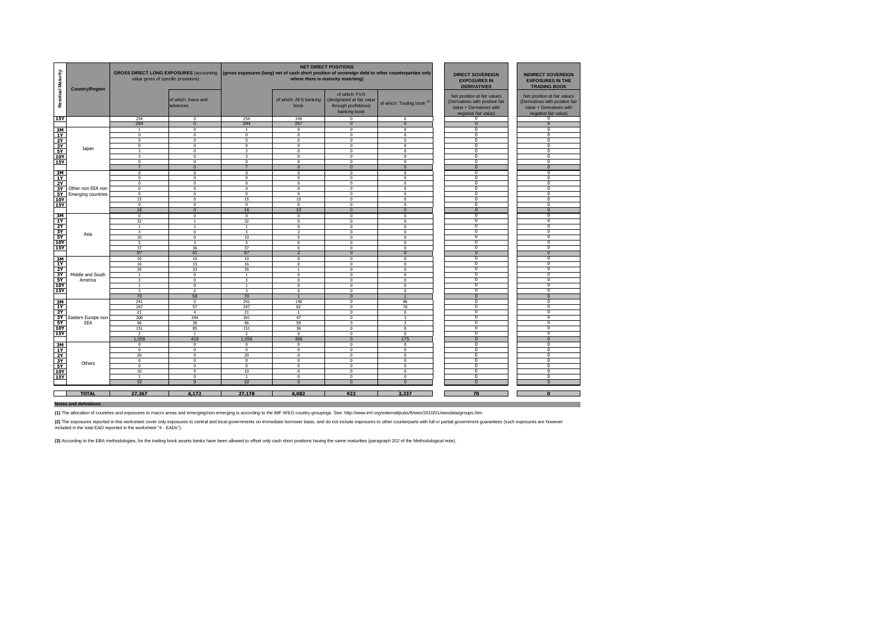| Residual Maturity | Country/Region | GROSS DIRECT LONG EXPOSURES (accounting value gross of specific provisions) | | NET DIRECT POSITIONS (gross exposures (long) net of cash short position of sovereign debt to other counterparties only where there is maturity matching) | | | | DIRECT SOVEREIGN EXPOSURES IN DERIVATIVES | INDIRECT SOVEREIGN EXPOSURES IN THE TRADING BOOK |
|---|---|---|---|---|---|---|---|---|---|
| | | | of which: loans and advances | | of which: AFS banking book | of which: FVO (designated at fair value through profit&loss) banking book | of which: Trading book (3) | Net position at fair values (Derivatives with positive fair value + Derivatives with negative fair value) | Net position at fair values (Derivatives with positive fair value + Derivatives with negative fair value) |
| 15Y | | 254 | 0 | 254 | 249 | 0 | 0 | 0 | 0 |
| | | 294 | 0 | 294 | 287 | 0 | 0 | 0 | 0 |
| 3M | Japan | 1 | 0 | 1 | 0 | 0 | 0 | 0 | 0 |
| 1Y | | 0 | 0 | 0 | 0 | 0 | 0 | 0 | 0 |
| 2Y | | 0 | 0 | 0 | 0 | 0 | 0 | 0 | 0 |
| 3Y | | 0 | 0 | 0 | 0 | 0 | 0 | 0 | 0 |
| 5Y | | 3 | 0 | 3 | 0 | 0 | 0 | 0 | 0 |
| 10Y | | 3 | 0 | 3 | 0 | 0 | 0 | 0 | 0 |
| 15Y | | 0 | 0 | 0 | 0 | 0 | 0 | 0 | 0 |
| | | 7 | 0 | 7 | 0 | 0 | 0 | 0 | 0 |
| 3M | Other non EEA non Emerging countries | 0 | 0 | 0 | 0 | 0 | 0 | 0 | 0 |
| 1Y | | 0 | 0 | 0 | 0 | 0 | 0 | 0 | 0 |
| 2Y | | 0 | 0 | 0 | 0 | 0 | 0 | 0 | 0 |
| 3Y | | 0 | 0 | 0 | 0 | 0 | 0 | 0 | 0 |
| 5Y | | 0 | 0 | 0 | 0 | 0 | 0 | 0 | 0 |
| 10Y | | 15 | 0 | 15 | 10 | 0 | 0 | 0 | 0 |
| 15Y | | 0 | 0 | 0 | 0 | 0 | 0 | 0 | 0 |
| | | 16 | 0 | 16 | 10 | 0 | 0 | 0 | 0 |
| 3M | Asia | 0 | 0 | 0 | 0 | 0 | 0 | 0 | 0 |
| 1Y | | 32 | 1 | 32 | 0 | 0 | 0 | 0 | 0 |
| 2Y | | 1 | 1 | 1 | 0 | 0 | 0 | 0 | 0 |
| 3Y | | 3 | 0 | 3 | 2 | 0 | 0 | 0 | 0 |
| 5Y | | 10 | 0 | 10 | 0 | 0 | 0 | 0 | 0 |
| 10Y | | 5 | 3 | 5 | 0 | 0 | 0 | 0 | 0 |
| 15Y | | 37 | 36 | 37 | 0 | 0 | 0 | 0 | 0 |
| | | 87 | 41 | 87 | 2 | 0 | 0 | 0 | 0 |
| 3M | Middle and South America | 10 | 10 | 10 | 0 | 0 | 0 | 0 | 0 |
| 1Y | | 16 | 15 | 16 | 0 | 0 | 0 | 0 | 0 |
| 2Y | | 35 | 33 | 35 | 1 | 0 | 0 | 0 | 0 |
| 3Y | | 1 | 0 | 1 | 0 | 0 | 0 | 0 | 0 |
| 5Y | | 3 | 0 | 3 | 0 | 0 | 0 | 0 | 0 |
| 10Y | | 1 | 0 | 1 | 0 | 0 | 0 | 0 | 0 |
| 15Y | | 3 | 0 | 3 | 0 | 0 | 0 | 0 | 0 |
| | | 70 | 58 | 70 | 1 | 0 | 1 | 0 | 0 |
| 3M | Eastern Europe non EEA | 241 | 0 | 241 | 140 | 0 | 86 | 0 | 0 |
| 1Y | | 247 | 57 | 247 | 82 | 0 | 76 | 0 | 0 |
| 2Y | | 21 | 4 | 21 | 1 | 0 | 0 | 0 | 0 |
| 3Y | | 300 | 244 | 301 | 47 | 0 | 3 | 0 | 0 |
| 5Y | | 96 | 28 | 96 | 59 | 0 | 3 | 0 | 0 |
| 10Y | | 151 | 85 | 151 | 36 | 0 | 8 | 0 | 0 |
| 15Y | | 2 | 1 | 2 | 0 | 0 | 0 | 0 | 0 |
| | | 1,058 | 419 | 1,058 | 366 | 0 | 175 | 0 | 0 |
| 3M | Others | 0 | 0 | 0 | 0 | 0 | 0 | 0 | 0 |
| 1Y | | 0 | 0 | 0 | 0 | 0 | 0 | 0 | 0 |
| 2Y | | 20 | 0 | 20 | 0 | 0 | 0 | 0 | 0 |
| 3Y | | 0 | 0 | 0 | 0 | 0 | 0 | 0 | 0 |
| 5Y | | 0 | 0 | 0 | 0 | 0 | 0 | 0 | 0 |
| 10Y | | 10 | 9 | 10 | 0 | 0 | 0 | 0 | 0 |
| 15Y | | 1 | 0 | 1 | 0 | 0 | 0 | 0 | 0 |
| | | 32 | 9 | 32 | 0 | 0 | 0 | 0 | 0 |
| | **TOTAL** | **27,267** | **6,172** | **27,178** | **6,082** | **922** | **3,237** | **70** | **0** |

**Notes and definitions**

**(1)** The allocation of countries and exposures to macro areas and emerging/non-emerging is according to the IMF WEO country groupings. See: http://www.imf.org/external/pubs/ft/weo/2010/01/weodata/groups.htm

**(2)** The exposures reported in this worksheet cover only exposures to central and local governments on immediate borrower basis, and do not include exposures to other counterparts with full or partial government guarantees (such exposures are however included in the total EAD reported in the worksheet "4 - EADs").

**(3)** According to the EBA methodologies, for the trading book assets banks have been allowed to offset only cash short positions having the same maturities (paragraph 202 of the Methodological note).